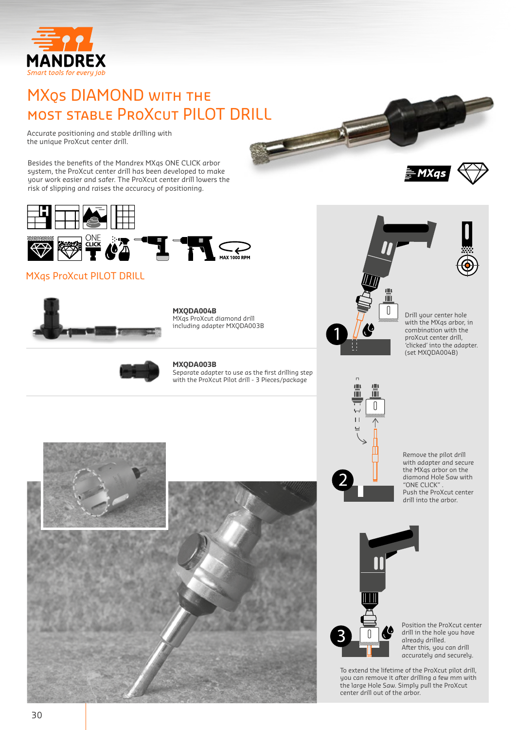MANDREX

*Smart tools for every job*

# MXqs DIAMOND WITH THE MOST STABLE ProXcut PILOT DRILL

Accurate positioning and stable drilling with the unique ProXcut center drill.

Besides the benefits of the Mandrex MXqs ONE CLICK arbor system, the ProXcut center drill has been developed to make your work easier and safer. The ProXcut center drill lowers the risk of slipping and raises the accuracy of positioning.

ONE CLICK

MAX 1000 RPM

## MXqs ProXcut PILOT DRILL

**MXQDA004B**
MXqs ProXcut diamond drill including adapter MXQDA003B

**MXQDA003B**
Separate adapter to use as the first drilling step with the ProXcut Pilot drill - 3 Pieces/package

1. Drill your center hole with the MXqs arbor, in combination with the proXcut center drill, 'clicked' into the adapter. (set MXQDA004B)

2. Remove the pilot drill with adapter and secure the MXqs arbor on the diamond Hole Saw with "ONE CLICK". Push the ProXcut center drill into the arbor.

3. Position the ProXcut center drill in the hole you have already drilled. After this, you can drill accurately and securely.

To extend the lifetime of the ProXcut pilot drill, you can remove it after drilling a few mm with the large Hole Saw. Simply pull the ProXcut center drill out of the arbor.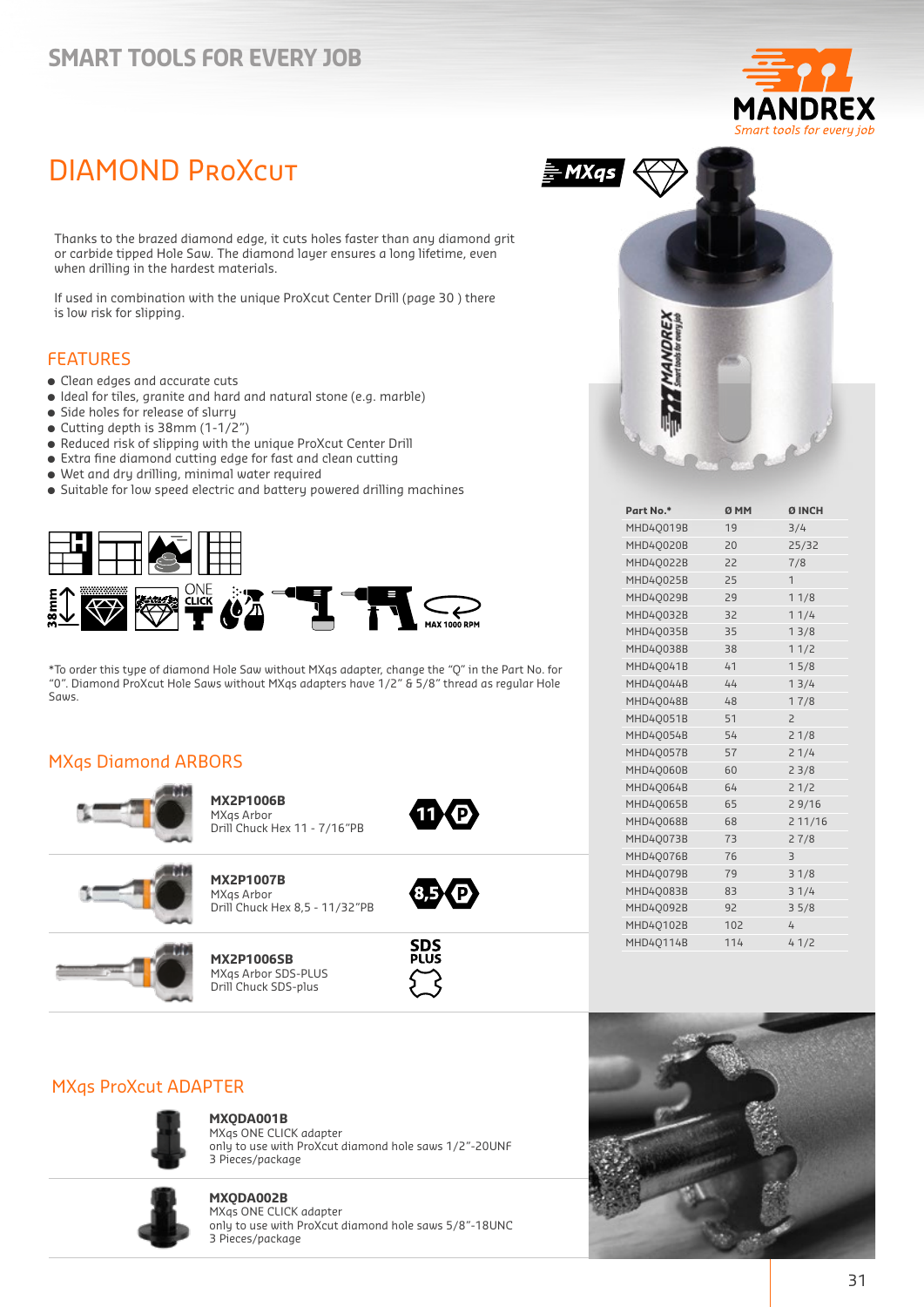# DIAMOND ProXcut

Thanks to the brazed diamond edge, it cuts holes faster than any diamond grit or carbide tipped Hole Saw. The diamond layer ensures a long lifetime, even when drilling in the hardest materials.

If used in combination with the unique ProXcut Center Drill (page 30 ) there is low risk for slipping.

## FEATURES

- Clean edges and accurate cuts
- Ideal for tiles, granite and hard and natural stone (e.g. marble)
- Side holes for release of slurry
- Cutting depth is 38mm (1-1/2")
- Reduced risk of slipping with the unique ProXcut Center Drill
- Extra fine diamond cutting edge for fast and clean cutting
- Wet and dry drilling, minimal water required
- Suitable for low speed electric and battery powered drilling machines

38mm ONE CLICK MAX 1000 RPM

*To order this type of diamond Hole Saw without MXqs adapter, change the "Q" in the Part No. for "0". Diamond ProXcut Hole Saws without MXqs adapters have 1/2" & 5/8" thread as regular Hole Saws.

| Part No.* | Ø MM | Ø INCH |
|---|---|---|
| MHD4Q019B | 19 | 3/4 |
| MHD4Q020B | 20 | 25/32 |
| MHD4Q022B | 22 | 7/8 |
| MHD4Q025B | 25 | 1 |
| MHD4Q029B | 29 | 1 1/8 |
| MHD4Q032B | 32 | 1 1/4 |
| MHD4Q035B | 35 | 1 3/8 |
| MHD4Q038B | 38 | 1 1/2 |
| MHD4Q041B | 41 | 1 5/8 |
| MHD4Q044B | 44 | 1 3/4 |
| MHD4Q048B | 48 | 1 7/8 |
| MHD4Q051B | 51 | 2 |
| MHD4Q054B | 54 | 2 1/8 |
| MHD4Q057B | 57 | 2 1/4 |
| MHD4Q060B | 60 | 2 3/8 |
| MHD4Q064B | 64 | 2 1/2 |
| MHD4Q065B | 65 | 2 9/16 |
| MHD4Q068B | 68 | 2 11/16 |
| MHD4Q073B | 73 | 2 7/8 |
| MHD4Q076B | 76 | 3 |
| MHD4Q079B | 79 | 3 1/8 |
| MHD4Q083B | 83 | 3 1/4 |
| MHD4Q092B | 92 | 3 5/8 |
| MHD4Q102B | 102 | 4 |
| MHD4Q114B | 114 | 4 1/2 |

## MXqs Diamond ARBORS

**MX2P1006B**
MXqs Arbor
Drill Chuck Hex 11 - 7/16"PB

**MX2P1007B**
MXqs Arbor
Drill Chuck Hex 8,5 - 11/32"PB

**MX2P1006SB**
MXqs Arbor SDS-PLUS
Drill Chuck SDS-plus

## MXqs ProXcut ADAPTER

**MXQDA001B**
MXqs ONE CLICK adapter
only to use with ProXcut diamond hole saws 1/2"-20UNF
3 Pieces/package

**MXQDA002B**
MXqs ONE CLICK adapter
only to use with ProXcut diamond hole saws 5/8"-18UNC
3 Pieces/package